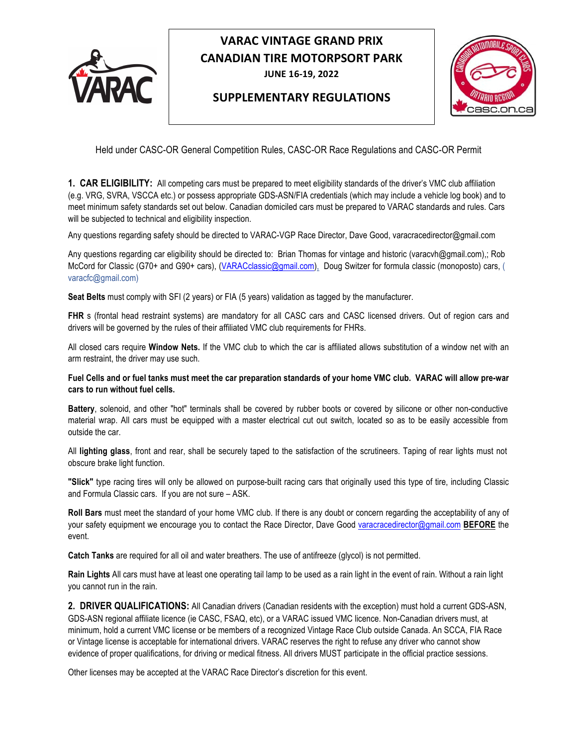# VARAC VINTAGE GRAND PRIX
## CANADIAN TIRE MOTORSPORT PARK
**JUNE 16-19, 2022**

## SUPPLEMENTARY REGULATIONS

Held under CASC-OR General Competition Rules, CASC-OR Race Regulations and CASC-OR Permit

**1. CAR ELIGIBILITY:** All competing cars must be prepared to meet eligibility standards of the driver's VMC club affiliation (e.g. VRG, SVRA, VSCCA etc.) or possess appropriate GDS-ASN/FIA credentials (which may include a vehicle log book) and to meet minimum safety standards set out below. Canadian domiciled cars must be prepared to VARAC standards and rules. Cars will be subjected to technical and eligibility inspection.

Any questions regarding safety should be directed to VARAC-VGP Race Director, Dave Good, varacracedirector@gmail.com

Any questions regarding car eligibility should be directed to: Brian Thomas for vintage and historic (varacvh@gmail.com),; Rob McCord for Classic (G70+ and G90+ cars), (VARACclassic@gmail.com), Doug Switzer for formula classic (monoposto) cars, (varacfc@gmail.com)

**Seat Belts** must comply with SFI (2 years) or FIA (5 years) validation as tagged by the manufacturer.

**FHR** s (frontal head restraint systems) are mandatory for all CASC cars and CASC licensed drivers. Out of region cars and drivers will be governed by the rules of their affiliated VMC club requirements for FHRs.

All closed cars require **Window Nets.** If the VMC club to which the car is affiliated allows substitution of a window net with an arm restraint, the driver may use such.

**Fuel Cells and or fuel tanks must meet the car preparation standards of your home VMC club. VARAC will allow pre-war cars to run without fuel cells.**

**Battery**, solenoid, and other "hot" terminals shall be covered by rubber boots or covered by silicone or other non-conductive material wrap. All cars must be equipped with a master electrical cut out switch, located so as to be easily accessible from outside the car.

All **lighting glass**, front and rear, shall be securely taped to the satisfaction of the scrutineers. Taping of rear lights must not obscure brake light function.

**"Slick"** type racing tires will only be allowed on purpose-built racing cars that originally used this type of tire, including Classic and Formula Classic cars. If you are not sure – ASK.

**Roll Bars** must meet the standard of your home VMC club. If there is any doubt or concern regarding the acceptability of any of your safety equipment we encourage you to contact the Race Director, Dave Good varacracedirector@gmail.com **BEFORE** the event.

**Catch Tanks** are required for all oil and water breathers. The use of antifreeze (glycol) is not permitted.

**Rain Lights** All cars must have at least one operating tail lamp to be used as a rain light in the event of rain. Without a rain light you cannot run in the rain.

**2. DRIVER QUALIFICATIONS:** All Canadian drivers (Canadian residents with the exception) must hold a current GDS-ASN, GDS-ASN regional affiliate licence (ie CASC, FSAQ, etc), or a VARAC issued VMC licence. Non-Canadian drivers must, at minimum, hold a current VMC license or be members of a recognized Vintage Race Club outside Canada. An SCCA, FIA Race or Vintage license is acceptable for international drivers. VARAC reserves the right to refuse any driver who cannot show evidence of proper qualifications, for driving or medical fitness. All drivers MUST participate in the official practice sessions.

Other licenses may be accepted at the VARAC Race Director's discretion for this event.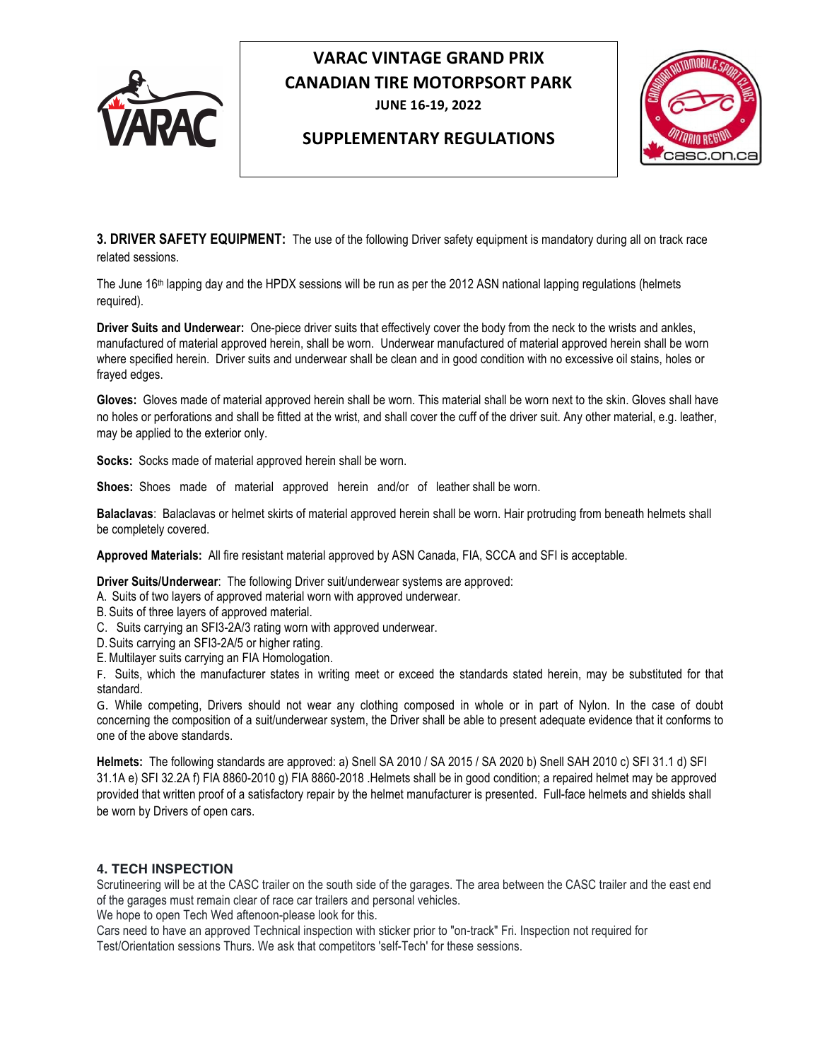**3. DRIVER SAFETY EQUIPMENT:** The use of the following Driver safety equipment is mandatory during all on track race related sessions.

The June 16th lapping day and the HPDX sessions will be run as per the 2012 ASN national lapping regulations (helmets required).

**Driver Suits and Underwear:** One-piece driver suits that effectively cover the body from the neck to the wrists and ankles, manufactured of material approved herein, shall be worn. Underwear manufactured of material approved herein shall be worn where specified herein. Driver suits and underwear shall be clean and in good condition with no excessive oil stains, holes or frayed edges.

**Gloves:** Gloves made of material approved herein shall be worn. This material shall be worn next to the skin. Gloves shall have no holes or perforations and shall be fitted at the wrist, and shall cover the cuff of the driver suit. Any other material, e.g. leather, may be applied to the exterior only.

**Socks:** Socks made of material approved herein shall be worn.

**Shoes:** Shoes made of material approved herein and/or of leather shall be worn.

**Balaclavas**: Balaclavas or helmet skirts of material approved herein shall be worn. Hair protruding from beneath helmets shall be completely covered.

**Approved Materials:** All fire resistant material approved by ASN Canada, FIA, SCCA and SFI is acceptable.

**Driver Suits/Underwear**: The following Driver suit/underwear systems are approved:

A. Suits of two layers of approved material worn with approved underwear.
B. Suits of three layers of approved material.
C. Suits carrying an SFI3-2A/3 rating worn with approved underwear.
D. Suits carrying an SFI3-2A/5 or higher rating.
E. Multilayer suits carrying an FIA Homologation.
F. Suits, which the manufacturer states in writing meet or exceed the standards stated herein, may be substituted for that standard.
G. While competing, Drivers should not wear any clothing composed in whole or in part of Nylon. In the case of doubt concerning the composition of a suit/underwear system, the Driver shall be able to present adequate evidence that it conforms to one of the above standards.

**Helmets:** The following standards are approved: a) Snell SA 2010 / SA 2015 / SA 2020 b) Snell SAH 2010 c) SFI 31.1 d) SFI 31.1A e) SFI 32.2A f) FIA 8860-2010 g) FIA 8860-2018 .Helmets shall be in good condition; a repaired helmet may be approved provided that written proof of a satisfactory repair by the helmet manufacturer is presented. Full-face helmets and shields shall be worn by Drivers of open cars.

**4. TECH INSPECTION**

Scrutineering will be at the CASC trailer on the south side of the garages. The area between the CASC trailer and the east end of the garages must remain clear of race car trailers and personal vehicles.
We hope to open Tech Wed afternoon-please look for this.
Cars need to have an approved Technical inspection with sticker prior to "on-track" Fri. Inspection not required for Test/Orientation sessions Thurs. We ask that competitors 'self-Tech' for these sessions.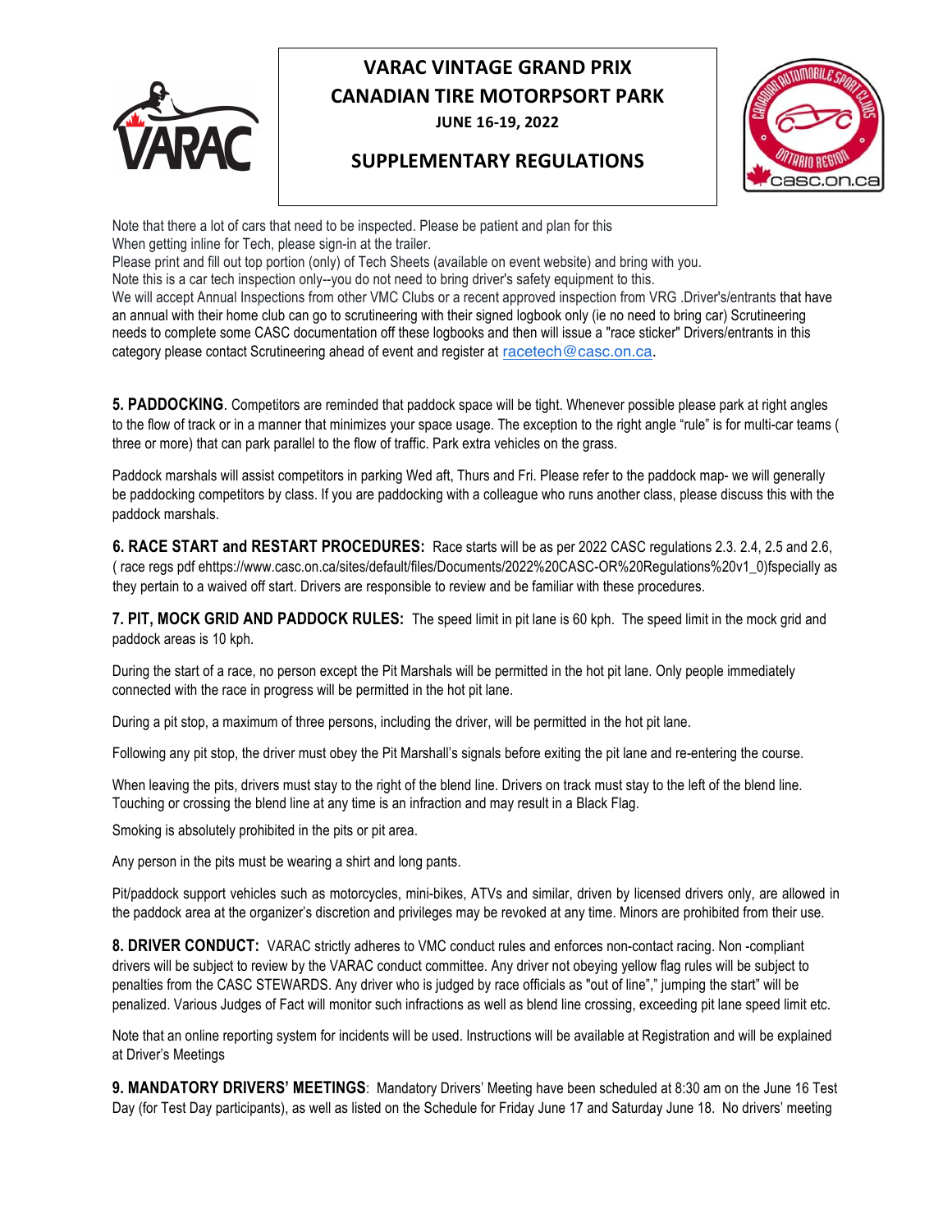# VARAC VINTAGE GRAND PRIX
## CANADIAN TIRE MOTORSPORT PARK
**JUNE 16-19, 2022**

## SUPPLEMENTARY REGULATIONS

Note that there a lot of cars that need to be inspected. Please be patient and plan for this
When getting inline for Tech, please sign-in at the trailer.
Please print and fill out top portion (only) of Tech Sheets (available on event website) and bring with you.
Note this is a car tech inspection only--you do not need to bring driver's safety equipment to this.
We will accept Annual Inspections from other VMC Clubs or a recent approved inspection from VRG .Driver's/entrants that have an annual with their home club can go to scrutineering with their signed logbook only (ie no need to bring car) Scrutineering needs to complete some CASC documentation off these logbooks and then will issue a "race sticker" Drivers/entrants in this category please contact Scrutineering ahead of event and register at racetech@casc.on.ca.

**5. PADDOCKING**. Competitors are reminded that paddock space will be tight. Whenever possible please park at right angles to the flow of track or in a manner that minimizes your space usage. The exception to the right angle "rule" is for multi-car teams ( three or more) that can park parallel to the flow of traffic. Park extra vehicles on the grass.

Paddock marshals will assist competitors in parking Wed aft, Thurs and Fri. Please refer to the paddock map- we will generally be paddocking competitors by class. If you are paddocking with a colleague who runs another class, please discuss this with the paddock marshals.

**6. RACE START and RESTART PROCEDURES:** Race starts will be as per 2022 CASC regulations 2.3. 2.4, 2.5 and 2.6, ( race regs pdf ehttps://www.casc.on.ca/sites/default/files/Documents/2022%20CASC-OR%20Regulations%20v1_0)fspecially as they pertain to a waived off start. Drivers are responsible to review and be familiar with these procedures.

**7. PIT, MOCK GRID AND PADDOCK RULES:** The speed limit in pit lane is 60 kph. The speed limit in the mock grid and paddock areas is 10 kph.

During the start of a race, no person except the Pit Marshals will be permitted in the hot pit lane. Only people immediately connected with the race in progress will be permitted in the hot pit lane.

During a pit stop, a maximum of three persons, including the driver, will be permitted in the hot pit lane.

Following any pit stop, the driver must obey the Pit Marshall's signals before exiting the pit lane and re-entering the course.

When leaving the pits, drivers must stay to the right of the blend line. Drivers on track must stay to the left of the blend line. Touching or crossing the blend line at any time is an infraction and may result in a Black Flag.

Smoking is absolutely prohibited in the pits or pit area.

Any person in the pits must be wearing a shirt and long pants.

Pit/paddock support vehicles such as motorcycles, mini-bikes, ATVs and similar, driven by licensed drivers only, are allowed in the paddock area at the organizer's discretion and privileges may be revoked at any time. Minors are prohibited from their use.

**8. DRIVER CONDUCT:** VARAC strictly adheres to VMC conduct rules and enforces non-contact racing. Non -compliant drivers will be subject to review by the VARAC conduct committee. Any driver not obeying yellow flag rules will be subject to penalties from the CASC STEWARDS. Any driver who is judged by race officials as "out of line"," jumping the start" will be penalized. Various Judges of Fact will monitor such infractions as well as blend line crossing, exceeding pit lane speed limit etc.

Note that an online reporting system for incidents will be used. Instructions will be available at Registration and will be explained at Driver's Meetings

**9. MANDATORY DRIVERS' MEETINGS**: Mandatory Drivers' Meeting have been scheduled at 8:30 am on the June 16 Test Day (for Test Day participants), as well as listed on the Schedule for Friday June 17 and Saturday June 18. No drivers' meeting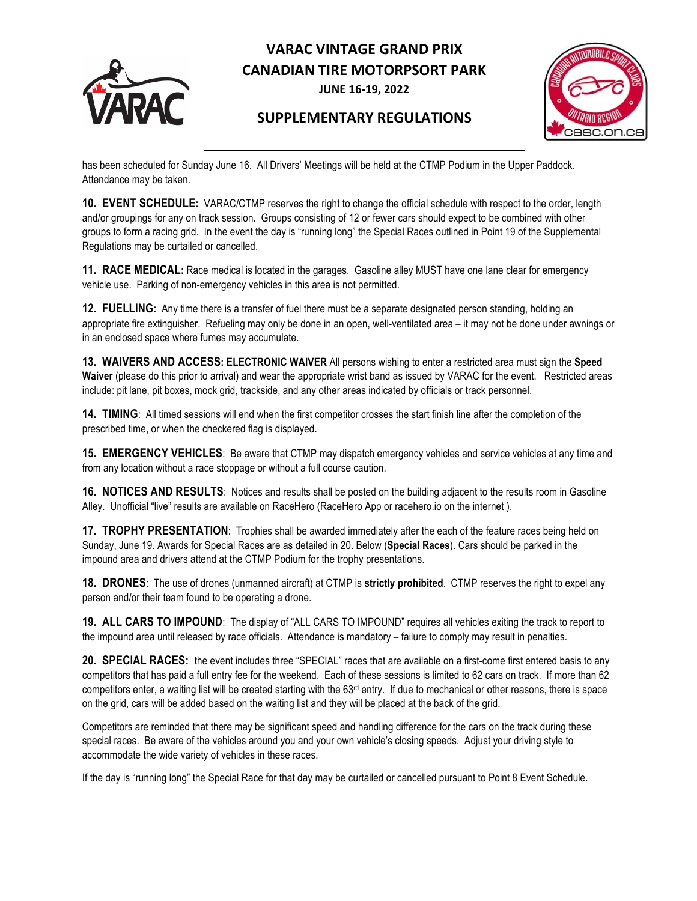has been scheduled for Sunday June 16. All Drivers' Meetings will be held at the CTMP Podium in the Upper Paddock. Attendance may be taken.

**10. EVENT SCHEDULE:** VARAC/CTMP reserves the right to change the official schedule with respect to the order, length and/or groupings for any on track session. Groups consisting of 12 or fewer cars should expect to be combined with other groups to form a racing grid. In the event the day is "running long" the Special Races outlined in Point 19 of the Supplemental Regulations may be curtailed or cancelled.

**11. RACE MEDICAL:** Race medical is located in the garages. Gasoline alley MUST have one lane clear for emergency vehicle use. Parking of non-emergency vehicles in this area is not permitted.

**12. FUELLING:** Any time there is a transfer of fuel there must be a separate designated person standing, holding an appropriate fire extinguisher. Refueling may only be done in an open, well-ventilated area – it may not be done under awnings or in an enclosed space where fumes may accumulate.

**13. WAIVERS AND ACCESS: ELECTRONIC WAIVER** All persons wishing to enter a restricted area must sign the **Speed Waiver** (please do this prior to arrival) and wear the appropriate wrist band as issued by VARAC for the event. Restricted areas include: pit lane, pit boxes, mock grid, trackside, and any other areas indicated by officials or track personnel.

**14. TIMING**: All timed sessions will end when the first competitor crosses the start finish line after the completion of the prescribed time, or when the checkered flag is displayed.

**15. EMERGENCY VEHICLES**: Be aware that CTMP may dispatch emergency vehicles and service vehicles at any time and from any location without a race stoppage or without a full course caution.

**16. NOTICES AND RESULTS**: Notices and results shall be posted on the building adjacent to the results room in Gasoline Alley. Unofficial "live" results are available on RaceHero (RaceHero App or racehero.io on the internet ).

**17. TROPHY PRESENTATION**: Trophies shall be awarded immediately after the each of the feature races being held on Sunday, June 19. Awards for Special Races are as detailed in 20. Below (**Special Races**). Cars should be parked in the impound area and drivers attend at the CTMP Podium for the trophy presentations.

**18. DRONES**: The use of drones (unmanned aircraft) at CTMP is **strictly prohibited**. CTMP reserves the right to expel any person and/or their team found to be operating a drone.

**19. ALL CARS TO IMPOUND**: The display of "ALL CARS TO IMPOUND" requires all vehicles exiting the track to report to the impound area until released by race officials. Attendance is mandatory – failure to comply may result in penalties.

**20. SPECIAL RACES:** the event includes three "SPECIAL" races that are available on a first-come first entered basis to any competitors that has paid a full entry fee for the weekend. Each of these sessions is limited to 62 cars on track. If more than 62 competitors enter, a waiting list will be created starting with the 63rd entry. If due to mechanical or other reasons, there is space on the grid, cars will be added based on the waiting list and they will be placed at the back of the grid.

Competitors are reminded that there may be significant speed and handling difference for the cars on the track during these special races. Be aware of the vehicles around you and your own vehicle's closing speeds. Adjust your driving style to accommodate the wide variety of vehicles in these races.

If the day is "running long" the Special Race for that day may be curtailed or cancelled pursuant to Point 8 Event Schedule.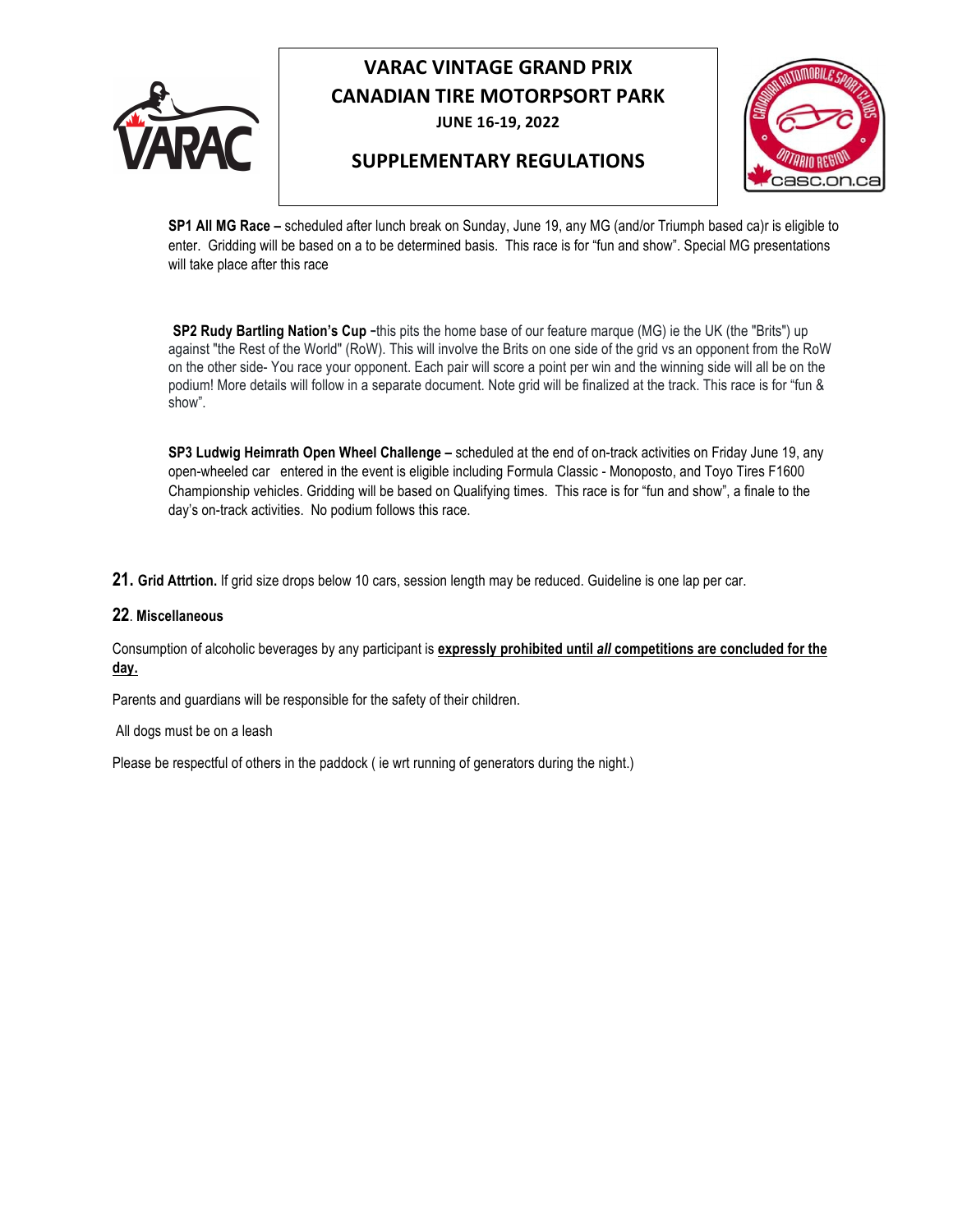# VARAC VINTAGE GRAND PRIX
## CANADIAN TIRE MOTORPSORT PARK
### JUNE 16-19, 2022

## SUPPLEMENTARY REGULATIONS

**SP1 All MG Race –** scheduled after lunch break on Sunday, June 19, any MG (and/or Triumph based ca)r is eligible to enter. Gridding will be based on a to be determined basis. This race is for "fun and show". Special MG presentations will take place after this race

**SP2 Rudy Bartling Nation's Cup –**this pits the home base of our feature marque (MG) ie the UK (the "Brits") up against "the Rest of the World" (RoW). This will involve the Brits on one side of the grid vs an opponent from the RoW on the other side- You race your opponent. Each pair will score a point per win and the winning side will all be on the podium! More details will follow in a separate document. Note grid will be finalized at the track. This race is for "fun & show".

**SP3 Ludwig Heimrath Open Wheel Challenge –** scheduled at the end of on-track activities on Friday June 19, any open-wheeled car entered in the event is eligible including Formula Classic - Monoposto, and Toyo Tires F1600 Championship vehicles. Gridding will be based on Qualifying times. This race is for "fun and show", a finale to the day's on-track activities. No podium follows this race.

**21. Grid Attrtion.** If grid size drops below 10 cars, session length may be reduced. Guideline is one lap per car.

**22. Miscellaneous**

Consumption of alcoholic beverages by any participant is **expressly prohibited until *all* competitions are concluded for the day.**

Parents and guardians will be responsible for the safety of their children.

All dogs must be on a leash

Please be respectful of others in the paddock ( ie wrt running of generators during the night.)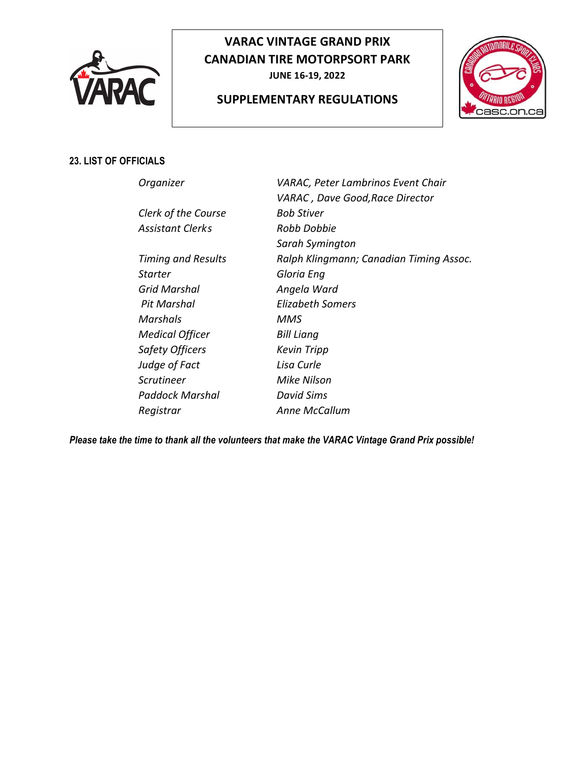**VARAC VINTAGE GRAND PRIX**
**CANADIAN TIRE MOTORPSPORT PARK**
**JUNE 16-19, 2022**

**SUPPLEMENTARY REGULATIONS**

### 23. LIST OF OFFICIALS

| | |
|---|---|
| *Organizer* | *VARAC, Peter Lambrinos Event Chair* |
| | *VARAC , Dave Good,Race Director* |
| *Clerk of the Course* | *Bob Stiver* |
| *Assistant Clerks* | *Robb Dobbie* |
| | *Sarah Symington* |
| *Timing and Results* | *Ralph Klingmann; Canadian Timing Assoc.* |
| *Starter* | *Gloria Eng* |
| *Grid Marshal* | *Angela Ward* |
| *Pit Marshal* | *Elizabeth Somers* |
| *Marshals* | *MMS* |
| *Medical Officer* | *Bill Liang* |
| *Safety Officers* | *Kevin Tripp* |
| *Judge of Fact* | *Lisa Curle* |
| *Scrutineer* | *Mike Nilson* |
| *Paddock Marshal* | *David Sims* |
| *Registrar* | *Anne McCallum* |

***Please take the time to thank all the volunteers that make the VARAC Vintage Grand Prix possible!***